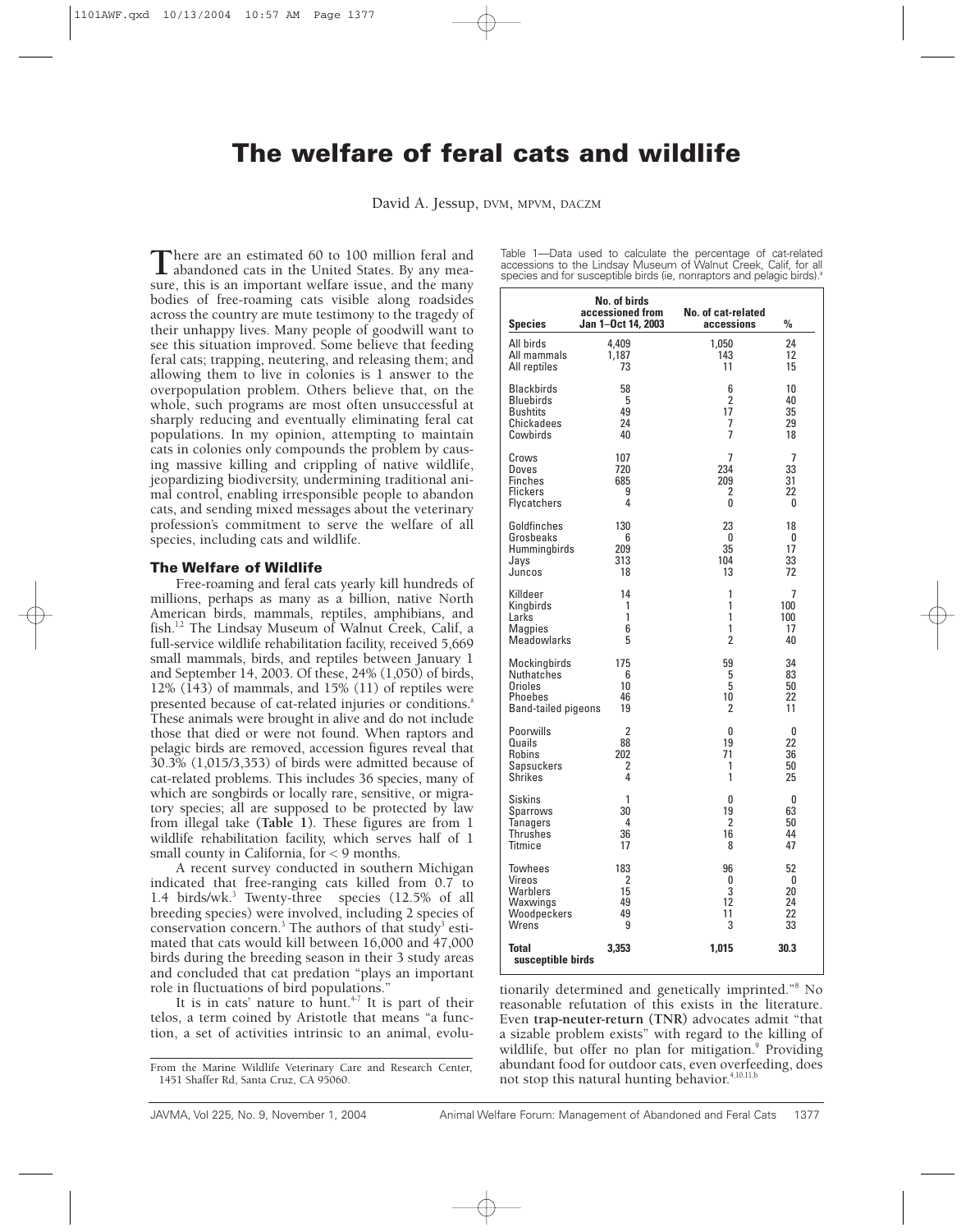# The welfare of feral cats and wildlife

David A. Jessup, DVM, MPVM, DACZM

There are an estimated 60 to 100 million feral and abandoned cats in the United States. By any measure, this is an important welfare issue, and the many bodies of free-roaming cats visible along roadsides across the country are mute testimony to the tragedy of their unhappy lives. Many people of goodwill want to see this situation improved. Some believe that feeding feral cats; trapping, neutering, and releasing them; and allowing them to live in colonies is 1 answer to the overpopulation problem. Others believe that, on the whole, such programs are most often unsuccessful at sharply reducing and eventually eliminating feral cat populations. In my opinion, attempting to maintain cats in colonies only compounds the problem by causing massive killing and crippling of native wildlife, jeopardizing biodiversity, undermining traditional animal control, enabling irresponsible people to abandon cats, and sending mixed messages about the veterinary profession's commitment to serve the welfare of all species, including cats and wildlife.

## The Welfare of Wildlife

Free-roaming and feral cats yearly kill hundreds of millions, perhaps as many as a billion, native North American birds, mammals, reptiles, amphibians, and fish.[1,2] The Lindsay Museum of Walnut Creek, Calif, a full-service wildlife rehabilitation facility, received 5,669 small mammals, birds, and reptiles between January 1 and September 14, 2003. Of these, 24% (1,050) of birds, 12% (143) of mammals, and 15% (11) of reptiles were presented because of cat-related injuries or conditions.[a] These animals were brought in alive and do not include those that died or were not found. When raptors and pelagic birds are removed, accession figures reveal that 30.3% (1,015/3,353) of birds were admitted because of cat-related problems. This includes 36 species, many of which are songbirds or locally rare, sensitive, or migratory species; all are supposed to be protected by law from illegal take (**Table 1**). These figures are from 1 wildlife rehabilitation facility, which serves half of 1 small county in California, for < 9 months.

A recent survey conducted in southern Michigan indicated that free-ranging cats killed from 0.7 to 1.4 birds/wk.[3] Twenty-three species (12.5% of all breeding species) were involved, including 2 species of conservation concern.[3] The authors of that study[3] estimated that cats would kill between 16,000 and 47,000 birds during the breeding season in their 3 study areas and concluded that cat predation "plays an important role in fluctuations of bird populations."

It is in cats' nature to hunt.[4-7] It is part of their telos, a term coined by Aristotle that means "a function, a set of activities intrinsic to an animal, evolutionarily determined and genetically imprinted."[8] No reasonable refutation of this exists in the literature. Even **trap-neuter-return (TNR)** advocates admit "that a sizable problem exists" with regard to the killing of wildlife, but offer no plan for mitigation.[9] Providing abundant food for outdoor cats, even overfeeding, does not stop this natural hunting behavior.[4,10,11,b]

Table 1—Data used to calculate the percentage of cat-related accessions to the Lindsay Museum of Walnut Creek, Calif, for all species and for susceptible birds (ie, nonraptors and pelagic birds).[a]

| Species | No. of birds accessioned from Jan 1–Oct 14, 2003 | No. of cat-related accessions | % |
|---|---|---|---|
| All birds | 4,409 | 1,050 | 24 |
| All mammals | 1,187 | 143 | 12 |
| All reptiles | 73 | 11 | 15 |
| Blackbirds | 58 | 6 | 10 |
| Bluebirds | 5 | 2 | 40 |
| Bushtits | 49 | 17 | 35 |
| Chickadees | 24 | 7 | 29 |
| Cowbirds | 40 | 7 | 18 |
| Crows | 107 | 7 | 7 |
| Doves | 720 | 234 | 33 |
| Finches | 685 | 209 | 31 |
| Flickers | 9 | 2 | 22 |
| Flycatchers | 4 | 0 | 0 |
| Goldfinches | 130 | 23 | 18 |
| Grosbeaks | 6 | 0 | 0 |
| Hummingbirds | 209 | 35 | 17 |
| Jays | 313 | 104 | 33 |
| Juncos | 18 | 13 | 72 |
| Killdeer | 14 | 1 | 7 |
| Kingbirds | 1 | 1 | 100 |
| Larks | 1 | 1 | 100 |
| Magpies | 6 | 1 | 17 |
| Meadowlarks | 5 | 2 | 40 |
| Mockingbirds | 175 | 59 | 34 |
| Nuthatches | 6 | 5 | 83 |
| Orioles | 10 | 5 | 50 |
| Phoebes | 46 | 10 | 22 |
| Band-tailed pigeons | 19 | 2 | 11 |
| Poorwills | 2 | 0 | 0 |
| Quails | 88 | 19 | 22 |
| Robins | 202 | 71 | 36 |
| Sapsuckers | 2 | 1 | 50 |
| Shrikes | 4 | 1 | 25 |
| Siskins | 1 | 0 | 0 |
| Sparrows | 30 | 19 | 63 |
| Tanagers | 4 | 2 | 50 |
| Thrushes | 36 | 16 | 44 |
| Titmice | 17 | 8 | 47 |
| Towhees | 183 | 96 | 52 |
| Vireos | 2 | 0 | 0 |
| Warblers | 15 | 3 | 20 |
| Waxwings | 49 | 12 | 24 |
| Woodpeckers | 49 | 11 | 22 |
| Wrens | 9 | 3 | 33 |
| **Total susceptible birds** | **3,353** | **1,015** | **30.3** |

From the Marine Wildlife Veterinary Care and Research Center, 1451 Shaffer Rd, Santa Cruz, CA 95060.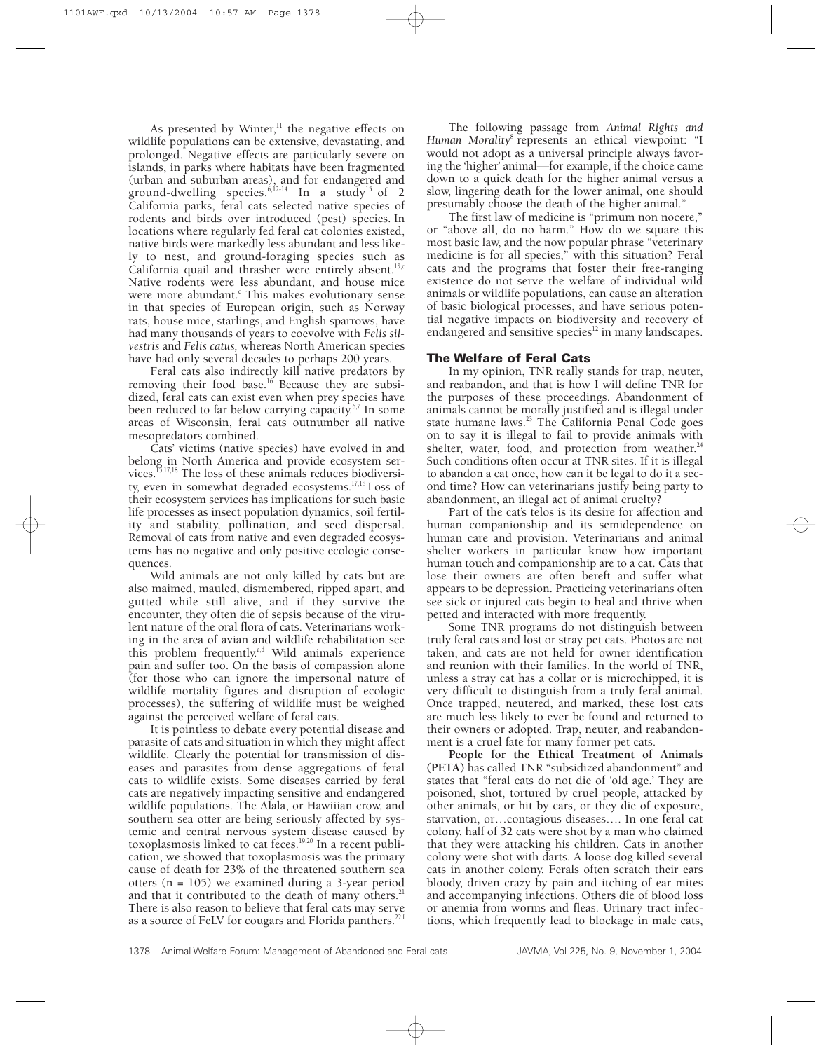As presented by Winter,[11] the negative effects on wildlife populations can be extensive, devastating, and prolonged. Negative effects are particularly severe on islands, in parks where habitats have been fragmented (urban and suburban areas), and for endangered and ground-dwelling species.[6,12-14] In a study[15] of 2 California parks, feral cats selected native species of rodents and birds over introduced (pest) species. In locations where regularly fed feral cat colonies existed, native birds were markedly less abundant and less likely to nest, and ground-foraging species such as California quail and thrasher were entirely absent.[15,c] Native rodents were less abundant, and house mice were more abundant.[c] This makes evolutionary sense in that species of European origin, such as Norway rats, house mice, starlings, and English sparrows, have had many thousands of years to coevolve with *Felis silvestris* and *Felis catus,* whereas North American species have had only several decades to perhaps 200 years.

Feral cats also indirectly kill native predators by removing their food base.[16] Because they are subsidized, feral cats can exist even when prey species have been reduced to far below carrying capacity.[6,7] In some areas of Wisconsin, feral cats outnumber all native mesopredators combined.

Cats' victims (native species) have evolved in and belong in North America and provide ecosystem services.[13,17,18] The loss of these animals reduces biodiversity, even in somewhat degraded ecosystems.[17,18] Loss of their ecosystem services has implications for such basic life processes as insect population dynamics, soil fertility and stability, pollination, and seed dispersal. Removal of cats from native and even degraded ecosystems has no negative and only positive ecologic consequences.

Wild animals are not only killed by cats but are also maimed, mauled, dismembered, ripped apart, and gutted while still alive, and if they survive the encounter, they often die of sepsis because of the virulent nature of the oral flora of cats. Veterinarians working in the area of avian and wildlife rehabilitation see this problem frequently.[a,d] Wild animals experience pain and suffer too. On the basis of compassion alone (for those who can ignore the impersonal nature of wildlife mortality figures and disruption of ecologic processes), the suffering of wildlife must be weighed against the perceived welfare of feral cats.

It is pointless to debate every potential disease and parasite of cats and situation in which they might affect wildlife. Clearly the potential for transmission of diseases and parasites from dense aggregations of feral cats to wildlife exists. Some diseases carried by feral cats are negatively impacting sensitive and endangered wildlife populations. The Alala, or Hawiian crow, and southern sea otter are being seriously affected by systemic and central nervous system disease caused by toxoplasmosis linked to cat feces.[19,20] In a recent publication, we showed that toxoplasmosis was the primary cause of death for 23% of the threatened southern sea otters (n = 105) we examined during a 3-year period and that it contributed to the death of many others.[21] There is also reason to believe that feral cats may serve as a source of FeLV for cougars and Florida panthers.[22,f]

The following passage from *Animal Rights and Human Morality*[8] represents an ethical viewpoint: "I would not adopt as a universal principle always favoring the 'higher' animal—for example, if the choice came down to a quick death for the higher animal versus a slow, lingering death for the lower animal, one should presumably choose the death of the higher animal."

The first law of medicine is "primum non nocere," or "above all, do no harm." How do we square this most basic law, and the now popular phrase "veterinary medicine is for all species," with this situation? Feral cats and the programs that foster their free-ranging existence do not serve the welfare of individual wild animals or wildlife populations, can cause an alteration of basic biological processes, and have serious potential negative impacts on biodiversity and recovery of endangered and sensitive species[12] in many landscapes.

## The Welfare of Feral Cats

In my opinion, TNR really stands for trap, neuter, and reabandon, and that is how I will define TNR for the purposes of these proceedings. Abandonment of animals cannot be morally justified and is illegal under state humane laws.[23] The California Penal Code goes on to say it is illegal to fail to provide animals with shelter, water, food, and protection from weather.[24] Such conditions often occur at TNR sites. If it is illegal to abandon a cat once, how can it be legal to do it a second time? How can veterinarians justify being party to abandonment, an illegal act of animal cruelty?

Part of the cat's telos is its desire for affection and human companionship and its semidependence on human care and provision. Veterinarians and animal shelter workers in particular know how important human touch and companionship are to a cat. Cats that lose their owners are often bereft and suffer what appears to be depression. Practicing veterinarians often see sick or injured cats begin to heal and thrive when petted and interacted with more frequently.

Some TNR programs do not distinguish between truly feral cats and lost or stray pet cats. Photos are not taken, and cats are not held for owner identification and reunion with their families. In the world of TNR, unless a stray cat has a collar or is microchipped, it is very difficult to distinguish from a truly feral animal. Once trapped, neutered, and marked, these lost cats are much less likely to ever be found and returned to their owners or adopted. Trap, neuter, and reabandonment is a cruel fate for many former pet cats.

**People for the Ethical Treatment of Animals (PETA)** has called TNR "subsidized abandonment" and states that "feral cats do not die of 'old age.' They are poisoned, shot, tortured by cruel people, attacked by other animals, or hit by cars, or they die of exposure, starvation, or…contagious diseases…. In one feral cat colony, half of 32 cats were shot by a man who claimed that they were attacking his children. Cats in another colony were shot with darts. A loose dog killed several cats in another colony. Ferals often scratch their ears bloody, driven crazy by pain and itching of ear mites and accompanying infections. Others die of blood loss or anemia from worms and fleas. Urinary tract infections, which frequently lead to blockage in male cats,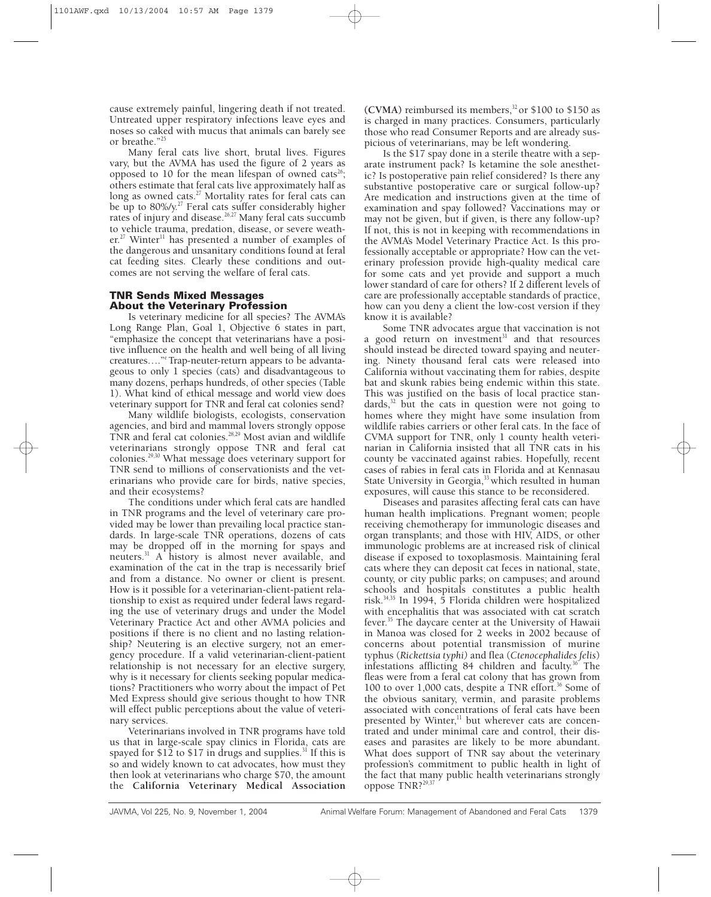cause extremely painful, lingering death if not treated. Untreated upper respiratory infections leave eyes and noses so caked with mucus that animals can barely see or breathe."[25]

Many feral cats live short, brutal lives. Figures vary, but the AVMA has used the figure of 2 years as opposed to 10 for the mean lifespan of owned cats[26]; others estimate that feral cats live approximately half as long as owned cats.[27] Mortality rates for feral cats can be up to 80%/y.[27] Feral cats suffer considerably higher rates of injury and disease.[26,27] Many feral cats succumb to vehicle trauma, predation, disease, or severe weather.[27] Winter[11] has presented a number of examples of the dangerous and unsanitary conditions found at feral cat feeding sites. Clearly these conditions and outcomes are not serving the welfare of feral cats.

## TNR Sends Mixed Messages About the Veterinary Profession

Is veterinary medicine for all species? The AVMA's Long Range Plan, Goal 1, Objective 6 states in part, "emphasize the concept that veterinarians have a positive influence on the health and well being of all living creatures…."[e] Trap-neuter-return appears to be advantageous to only 1 species (cats) and disadvantageous to many dozens, perhaps hundreds, of other species (Table 1). What kind of ethical message and world view does veterinary support for TNR and feral cat colonies send?

Many wildlife biologists, ecologists, conservation agencies, and bird and mammal lovers strongly oppose TNR and feral cat colonies.[28,29] Most avian and wildlife veterinarians strongly oppose TNR and feral cat colonies.[29,30] What message does veterinary support for TNR send to millions of conservationists and the veterinarians who provide care for birds, native species, and their ecosystems?

The conditions under which feral cats are handled in TNR programs and the level of veterinary care provided may be lower than prevailing local practice standards. In large-scale TNR operations, dozens of cats may be dropped off in the morning for spays and neuters.[31] A history is almost never available, and examination of the cat in the trap is necessarily brief and from a distance. No owner or client is present. How is it possible for a veterinarian-client-patient relationship to exist as required under federal laws regarding the use of veterinary drugs and under the Model Veterinary Practice Act and other AVMA policies and positions if there is no client and no lasting relationship? Neutering is an elective surgery, not an emergency procedure. If a valid veterinarian-client-patient relationship is not necessary for an elective surgery, why is it necessary for clients seeking popular medications? Practitioners who worry about the impact of Pet Med Express should give serious thought to how TNR will effect public perceptions about the value of veterinary services.

Veterinarians involved in TNR programs have told us that in large-scale spay clinics in Florida, cats are spayed for $12 to $17 in drugs and supplies.[31] If this is so and widely known to cat advocates, how must they then look at veterinarians who charge $70, the amount the **California Veterinary Medical Association (CVMA)** reimbursed its members,[32] or $100 to $150 as is charged in many practices. Consumers, particularly those who read Consumer Reports and are already suspicious of veterinarians, may be left wondering.

Is the $17 spay done in a sterile theatre with a separate instrument pack? Is ketamine the sole anesthetic? Is postoperative pain relief considered? Is there any substantive postoperative care or surgical follow-up? Are medication and instructions given at the time of examination and spay followed? Vaccinations may or may not be given, but if given, is there any follow-up? If not, this is not in keeping with recommendations in the AVMA's Model Veterinary Practice Act. Is this professionally acceptable or appropriate? How can the veterinary profession provide high-quality medical care for some cats and yet provide and support a much lower standard of care for others? If 2 different levels of care are professionally acceptable standards of practice, how can you deny a client the low-cost version if they know it is available?

Some TNR advocates argue that vaccination is not a good return on investment[31] and that resources should instead be directed toward spaying and neutering. Ninety thousand feral cats were released into California without vaccinating them for rabies, despite bat and skunk rabies being endemic within this state. This was justified on the basis of local practice standards,[32] but the cats in question were not going to homes where they might have some insulation from wildlife rabies carriers or other feral cats. In the face of CVMA support for TNR, only 1 county health veterinarian in California insisted that all TNR cats in his county be vaccinated against rabies. Hopefully, recent cases of rabies in feral cats in Florida and at Kennasau State University in Georgia,[33] which resulted in human exposures, will cause this stance to be reconsidered.

Diseases and parasites affecting feral cats can have human health implications. Pregnant women; people receiving chemotherapy for immunologic diseases and organ transplants; and those with HIV, AIDS, or other immunologic problems are at increased risk of clinical disease if exposed to toxoplasmosis. Maintaining feral cats where they can deposit cat feces in national, state, county, or city public parks; on campuses; and around schools and hospitals constitutes a public health risk.[34,35] In 1994, 5 Florida children were hospitalized with encephalitis that was associated with cat scratch fever.[35] The daycare center at the University of Hawaii in Manoa was closed for 2 weeks in 2002 because of concerns about potential transmission of murine typhus (*Rickettsia typhi*) and flea (*Ctenocephalides felis*) infestations afflicting 84 children and faculty.[36] The fleas were from a feral cat colony that has grown from 100 to over 1,000 cats, despite a TNR effort.[36] Some of the obvious sanitary, vermin, and parasite problems associated with concentrations of feral cats have been presented by Winter,[11] but wherever cats are concentrated and under minimal care and control, their diseases and parasites are likely to be more abundant. What does support of TNR say about the veterinary profession's commitment to public health in light of the fact that many public health veterinarians strongly oppose TNR?[29,37]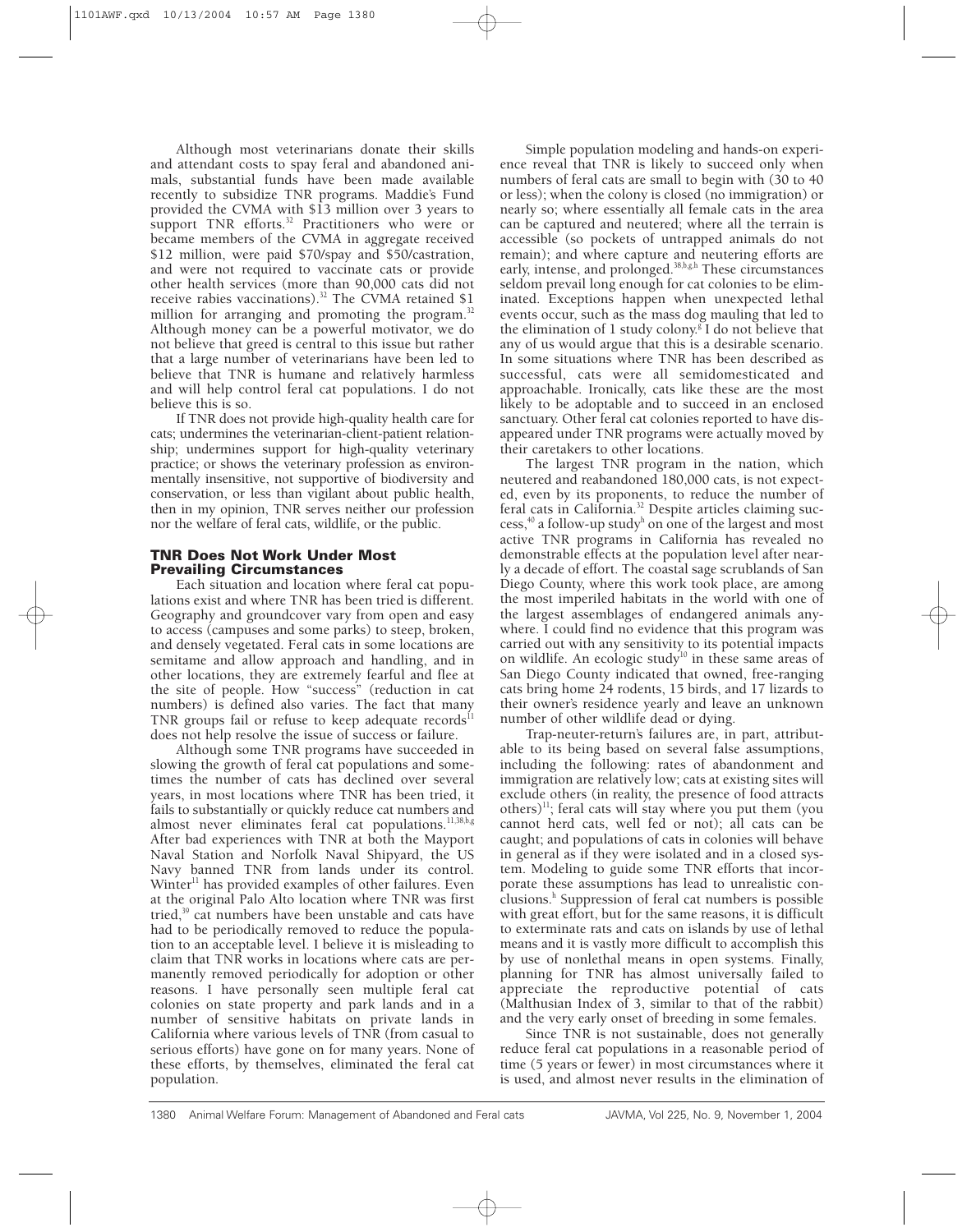Although most veterinarians donate their skills and attendant costs to spay feral and abandoned animals, substantial funds have been made available recently to subsidize TNR programs. Maddie's Fund provided the CVMA with $13 million over 3 years to support TNR efforts.[32] Practitioners who were or became members of the CVMA in aggregate received $12 million, were paid $70/spay and $50/castration, and were not required to vaccinate cats or provide other health services (more than 90,000 cats did not receive rabies vaccinations).[32] The CVMA retained $1 million for arranging and promoting the program.[32] Although money can be a powerful motivator, we do not believe that greed is central to this issue but rather that a large number of veterinarians have been led to believe that TNR is humane and relatively harmless and will help control feral cat populations. I do not believe this is so.

If TNR does not provide high-quality health care for cats; undermines the veterinarian-client-patient relationship; undermines support for high-quality veterinary practice; or shows the veterinary profession as environmentally insensitive, not supportive of biodiversity and conservation, or less than vigilant about public health, then in my opinion, TNR serves neither our profession nor the welfare of feral cats, wildlife, or the public.

### TNR Does Not Work Under Most Prevailing Circumstances

Each situation and location where feral cat populations exist and where TNR has been tried is different. Geography and groundcover vary from open and easy to access (campuses and some parks) to steep, broken, and densely vegetated. Feral cats in some locations are semitame and allow approach and handling, and in other locations, they are extremely fearful and flee at the site of people. How "success" (reduction in cat numbers) is defined also varies. The fact that many TNR groups fail or refuse to keep adequate records[11] does not help resolve the issue of success or failure.

Although some TNR programs have succeeded in slowing the growth of feral cat populations and sometimes the number of cats has declined over several years, in most locations where TNR has been tried, it fails to substantially or quickly reduce cat numbers and almost never eliminates feral cat populations.[11,38,b,g] After bad experiences with TNR at both the Mayport Naval Station and Norfolk Naval Shipyard, the US Navy banned TNR from lands under its control. Winter[11] has provided examples of other failures. Even at the original Palo Alto location where TNR was first tried,[39] cat numbers have been unstable and cats have had to be periodically removed to reduce the population to an acceptable level. I believe it is misleading to claim that TNR works in locations where cats are permanently removed periodically for adoption or other reasons. I have personally seen multiple feral cat colonies on state property and park lands and in a number of sensitive habitats on private lands in California where various levels of TNR (from casual to serious efforts) have gone on for many years. None of these efforts, by themselves, eliminated the feral cat population.

Simple population modeling and hands-on experience reveal that TNR is likely to succeed only when numbers of feral cats are small to begin with (30 to 40 or less); when the colony is closed (no immigration) or nearly so; where essentially all female cats in the area can be captured and neutered; where all the terrain is accessible (so pockets of untrapped animals do not remain); and where capture and neutering efforts are early, intense, and prolonged.[38,b,g,h] These circumstances seldom prevail long enough for cat colonies to be eliminated. Exceptions happen when unexpected lethal events occur, such as the mass dog mauling that led to the elimination of 1 study colony.[g] I do not believe that any of us would argue that this is a desirable scenario. In some situations where TNR has been described as successful, cats were all semidomesticated and approachable. Ironically, cats like these are the most likely to be adoptable and to succeed in an enclosed sanctuary. Other feral cat colonies reported to have disappeared under TNR programs were actually moved by their caretakers to other locations.

The largest TNR program in the nation, which neutered and reabandoned 180,000 cats, is not expected, even by its proponents, to reduce the number of feral cats in California.[32] Despite articles claiming success,[40] a follow-up study[h] on one of the largest and most active TNR programs in California has revealed no demonstrable effects at the population level after nearly a decade of effort. The coastal sage scrublands of San Diego County, where this work took place, are among the most imperiled habitats in the world with one of the largest assemblages of endangered animals anywhere. I could find no evidence that this program was carried out with any sensitivity to its potential impacts on wildlife. An ecologic study[10] in these same areas of San Diego County indicated that owned, free-ranging cats bring home 24 rodents, 15 birds, and 17 lizards to their owner's residence yearly and leave an unknown number of other wildlife dead or dying.

Trap-neuter-return's failures are, in part, attributable to its being based on several false assumptions, including the following: rates of abandonment and immigration are relatively low; cats at existing sites will exclude others (in reality, the presence of food attracts others)[11]; feral cats will stay where you put them (you cannot herd cats, well fed or not); all cats can be caught; and populations of cats in colonies will behave in general as if they were isolated and in a closed system. Modeling to guide some TNR efforts that incorporate these assumptions has lead to unrealistic conclusions.[h] Suppression of feral cat numbers is possible with great effort, but for the same reasons, it is difficult to exterminate rats and cats on islands by use of lethal means and it is vastly more difficult to accomplish this by use of nonlethal means in open systems. Finally, planning for TNR has almost universally failed to appreciate the reproductive potential of cats (Malthusian Index of 3, similar to that of the rabbit) and the very early onset of breeding in some females.

Since TNR is not sustainable, does not generally reduce feral cat populations in a reasonable period of time (5 years or fewer) in most circumstances where it is used, and almost never results in the elimination of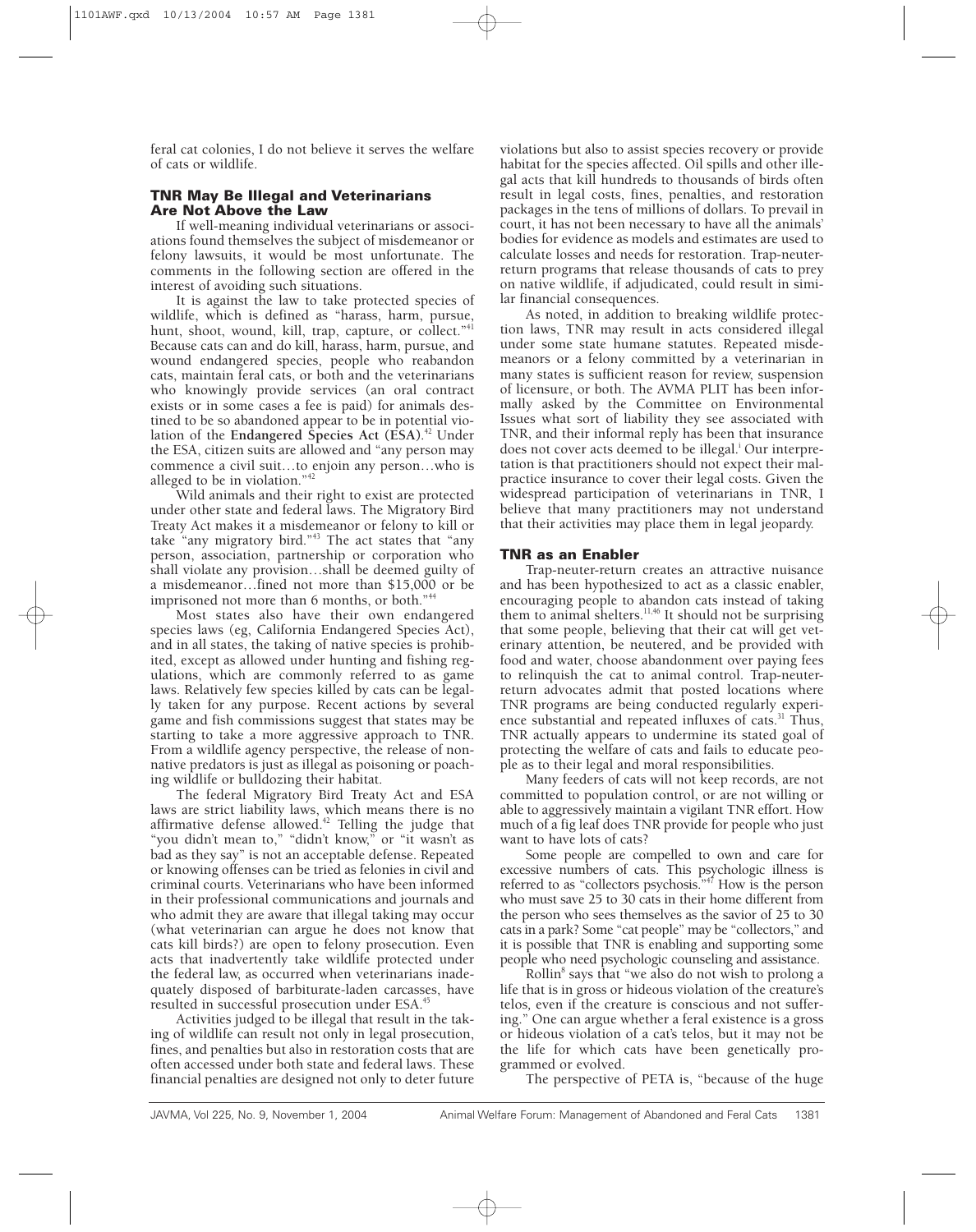feral cat colonies, I do not believe it serves the welfare of cats or wildlife.

### TNR May Be Illegal and Veterinarians Are Not Above the Law

If well-meaning individual veterinarians or associations found themselves the subject of misdemeanor or felony lawsuits, it would be most unfortunate. The comments in the following section are offered in the interest of avoiding such situations.

It is against the law to take protected species of wildlife, which is defined as "harass, harm, pursue, hunt, shoot, wound, kill, trap, capture, or collect."[41] Because cats can and do kill, harass, harm, pursue, and wound endangered species, people who reabandon cats, maintain feral cats, or both and the veterinarians who knowingly provide services (an oral contract exists or in some cases a fee is paid) for animals destined to be so abandoned appear to be in potential violation of the **Endangered Species Act (ESA)**.[42] Under the ESA, citizen suits are allowed and "any person may commence a civil suit…to enjoin any person…who is alleged to be in violation."[42]

Wild animals and their right to exist are protected under other state and federal laws. The Migratory Bird Treaty Act makes it a misdemeanor or felony to kill or take "any migratory bird."[43] The act states that "any person, association, partnership or corporation who shall violate any provision…shall be deemed guilty of a misdemeanor…fined not more than $15,000 or be imprisoned not more than 6 months, or both."[44]

Most states also have their own endangered species laws (eg, California Endangered Species Act), and in all states, the taking of native species is prohibited, except as allowed under hunting and fishing regulations, which are commonly referred to as game laws. Relatively few species killed by cats can be legally taken for any purpose. Recent actions by several game and fish commissions suggest that states may be starting to take a more aggressive approach to TNR. From a wildlife agency perspective, the release of nonnative predators is just as illegal as poisoning or poaching wildlife or bulldozing their habitat.

The federal Migratory Bird Treaty Act and ESA laws are strict liability laws, which means there is no affirmative defense allowed.[42] Telling the judge that "you didn't mean to," "didn't know," or "it wasn't as bad as they say" is not an acceptable defense. Repeated or knowing offenses can be tried as felonies in civil and criminal courts. Veterinarians who have been informed in their professional communications and journals and who admit they are aware that illegal taking may occur (what veterinarian can argue he does not know that cats kill birds?) are open to felony prosecution. Even acts that inadvertently take wildlife protected under the federal law, as occurred when veterinarians inadequately disposed of barbiturate-laden carcasses, have resulted in successful prosecution under ESA.[45]

Activities judged to be illegal that result in the taking of wildlife can result not only in legal prosecution, fines, and penalties but also in restoration costs that are often accessed under both state and federal laws. These financial penalties are designed not only to deter future violations but also to assist species recovery or provide habitat for the species affected. Oil spills and other illegal acts that kill hundreds to thousands of birds often result in legal costs, fines, penalties, and restoration packages in the tens of millions of dollars. To prevail in court, it has not been necessary to have all the animals' bodies for evidence as models and estimates are used to calculate losses and needs for restoration. Trap-neuter-return programs that release thousands of cats to prey on native wildlife, if adjudicated, could result in similar financial consequences.

As noted, in addition to breaking wildlife protection laws, TNR may result in acts considered illegal under some state humane statutes. Repeated misdemeanors or a felony committed by a veterinarian in many states is sufficient reason for review, suspension of licensure, or both. The AVMA PLIT has been informally asked by the Committee on Environmental Issues what sort of liability they see associated with TNR, and their informal reply has been that insurance does not cover acts deemed to be illegal.[i] Our interpretation is that practitioners should not expect their malpractice insurance to cover their legal costs. Given the widespread participation of veterinarians in TNR, I believe that many practitioners may not understand that their activities may place them in legal jeopardy.

### TNR as an Enabler

Trap-neuter-return creates an attractive nuisance and has been hypothesized to act as a classic enabler, encouraging people to abandon cats instead of taking them to animal shelters.[11,46] It should not be surprising that some people, believing that their cat will get veterinary attention, be neutered, and be provided with food and water, choose abandonment over paying fees to relinquish the cat to animal control. Trap-neuter-return advocates admit that posted locations where TNR programs are being conducted regularly experience substantial and repeated influxes of cats.[31] Thus, TNR actually appears to undermine its stated goal of protecting the welfare of cats and fails to educate people as to their legal and moral responsibilities.

Many feeders of cats will not keep records, are not committed to population control, or are not willing or able to aggressively maintain a vigilant TNR effort. How much of a fig leaf does TNR provide for people who just want to have lots of cats?

Some people are compelled to own and care for excessive numbers of cats. This psychologic illness is referred to as "collectors psychosis."[47] How is the person who must save 25 to 30 cats in their home different from the person who sees themselves as the savior of 25 to 30 cats in a park? Some "cat people" may be "collectors," and it is possible that TNR is enabling and supporting some people who need psychologic counseling and assistance.

Rollin[8] says that "we also do not wish to prolong a life that is in gross or hideous violation of the creature's telos, even if the creature is conscious and not suffering." One can argue whether a feral existence is a gross or hideous violation of a cat's telos, but it may not be the life for which cats have been genetically programmed or evolved.

The perspective of PETA is, "because of the huge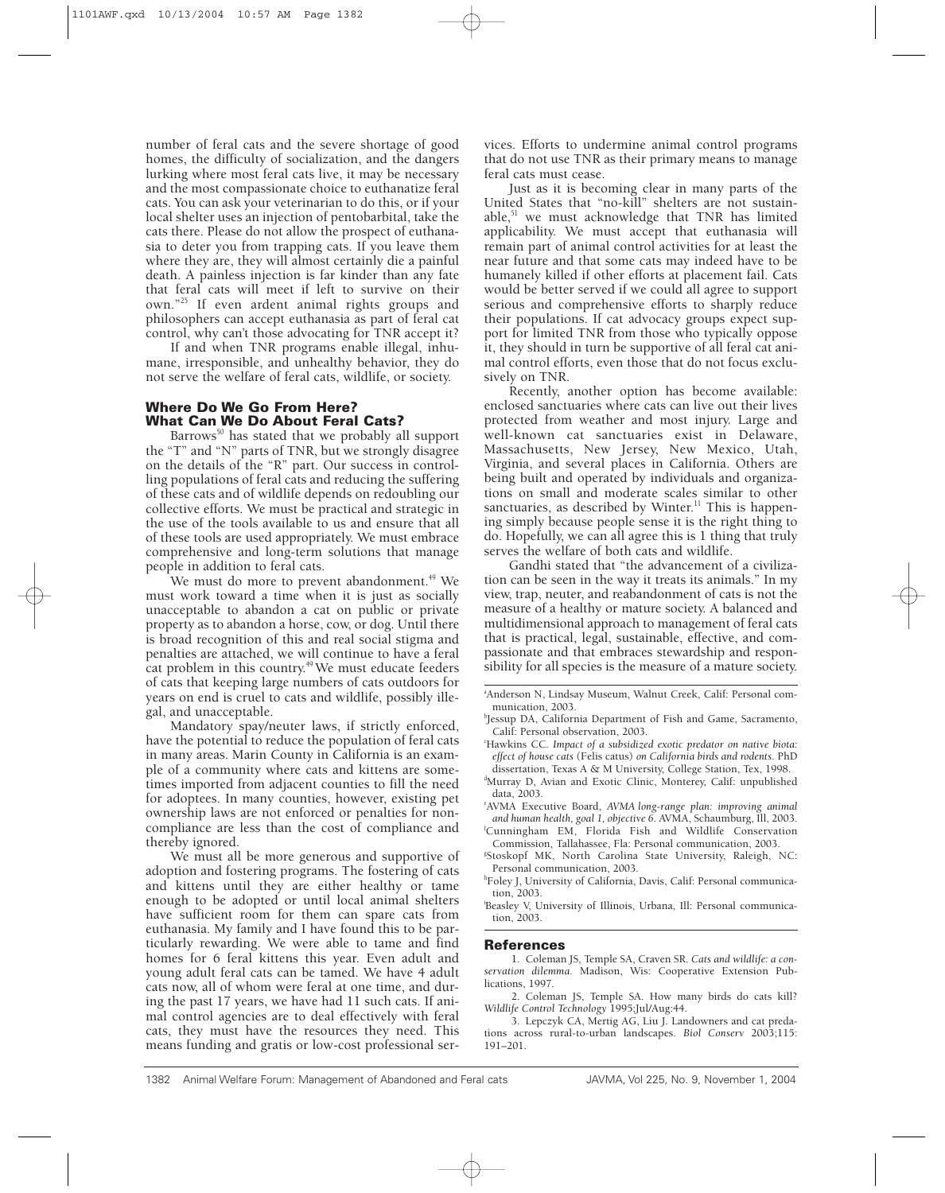number of feral cats and the severe shortage of good homes, the difficulty of socialization, and the dangers lurking where most feral cats live, it may be necessary and the most compassionate choice to euthanatize feral cats. You can ask your veterinarian to do this, or if your local shelter uses an injection of pentobarbital, take the cats there. Please do not allow the prospect of euthanasia to deter you from trapping cats. If you leave them where they are, they will almost certainly die a painful death. A painless injection is far kinder than any fate that feral cats will meet if left to survive on their own."[25] If even ardent animal rights groups and philosophers can accept euthanasia as part of feral cat control, why can't those advocating for TNR accept it?

If and when TNR programs enable illegal, inhumane, irresponsible, and unhealthy behavior, they do not serve the welfare of feral cats, wildlife, or society.

## Where Do We Go From Here? What Can We Do About Feral Cats?

Barrows[50] has stated that we probably all support the "T" and "N" parts of TNR, but we strongly disagree on the details of the "R" part. Our success in controlling populations of feral cats and reducing the suffering of these cats and of wildlife depends on redoubling our collective efforts. We must be practical and strategic in the use of the tools available to us and ensure that all of these tools are used appropriately. We must embrace comprehensive and long-term solutions that manage people in addition to feral cats.

We must do more to prevent abandonment.[49] We must work toward a time when it is just as socially unacceptable to abandon a cat on public or private property as to abandon a horse, cow, or dog. Until there is broad recognition of this and real social stigma and penalties are attached, we will continue to have a feral cat problem in this country.[49] We must educate feeders of cats that keeping large numbers of cats outdoors for years on end is cruel to cats and wildlife, possibly illegal, and unacceptable.

Mandatory spay/neuter laws, if strictly enforced, have the potential to reduce the population of feral cats in many areas. Marin County in California is an example of a community where cats and kittens are sometimes imported from adjacent counties to fill the need for adoptees. In many counties, however, existing pet ownership laws are not enforced or penalties for noncompliance are less than the cost of compliance and thereby ignored.

We must all be more generous and supportive of adoption and fostering programs. The fostering of cats and kittens until they are either healthy or tame enough to be adopted or until local animal shelters have sufficient room for them can spare cats from euthanasia. My family and I have found this to be particularly rewarding. We were able to tame and find homes for 6 feral kittens this year. Even adult and young adult feral cats can be tamed. We have 4 adult cats now, all of whom were feral at one time, and during the past 17 years, we have had 11 such cats. If animal control agencies are to deal effectively with feral cats, they must have the resources they need. This means funding and gratis or low-cost professional services. Efforts to undermine animal control programs that do not use TNR as their primary means to manage feral cats must cease.

Just as it is becoming clear in many parts of the United States that "no-kill" shelters are not sustainable,[51] we must acknowledge that TNR has limited applicability. We must accept that euthanasia will remain part of animal control activities for at least the near future and that some cats may indeed have to be humanely killed if other efforts at placement fail. Cats would be better served if we could all agree to support serious and comprehensive efforts to sharply reduce their populations. If cat advocacy groups expect support for limited TNR from those who typically oppose it, they should in turn be supportive of all feral cat animal control efforts, even those that do not focus exclusively on TNR.

Recently, another option has become available: enclosed sanctuaries where cats can live out their lives protected from weather and most injury. Large and well-known cat sanctuaries exist in Delaware, Massachusetts, New Jersey, New Mexico, Utah, Virginia, and several places in California. Others are being built and operated by individuals and organizations on small and moderate scales similar to other sanctuaries, as described by Winter.[11] This is happening simply because people sense it is the right thing to do. Hopefully, we can all agree this is 1 thing that truly serves the welfare of both cats and wildlife.

Gandhi stated that "the advancement of a civilization can be seen in the way it treats its animals." In my view, trap, neuter, and reabandonment of cats is not the measure of a healthy or mature society. A balanced and multidimensional approach to management of feral cats that is practical, legal, sustainable, effective, and compassionate and that embraces stewardship and responsibility for all species is the measure of a mature society.

---

[a]Anderson N, Lindsay Museum, Walnut Creek, Calif: Personal communication, 2003.

[b]Jessup DA, California Department of Fish and Game, Sacramento, Calif: Personal observation, 2003.

[c]Hawkins CC. *Impact of a subsidized exotic predator on native biota: effect of house cats (Felis catus) on California birds and rodents*. PhD dissertation, Texas A & M University, College Station, Tex, 1998.

[d]Murray D, Avian and Exotic Clinic, Monterey, Calif: unpublished data, 2003.

[e]AVMA Executive Board, *AVMA long-range plan: improving animal and human health, goal 1, objective 6*. AVMA, Schaumburg, Ill, 2003.

[f]Cunningham EM, Florida Fish and Wildlife Conservation Commission, Tallahassee, Fla: Personal communication, 2003.

[g]Stoskopf MK, North Carolina State University, Raleigh, NC: Personal communication, 2003.

[h]Foley J, University of California, Davis, Calif: Personal communication, 2003.

[i]Beasley V, University of Illinois, Urbana, Ill: Personal communication, 2003.

## References

1. Coleman JS, Temple SA, Craven SR. *Cats and wildlife: a conservation dilemma*. Madison, Wis: Cooperative Extension Publications, 1997.

2. Coleman JS, Temple SA. How many birds do cats kill? *Wildlife Control Technology* 1995;Jul/Aug:44.

3. Lepczyk CA, Mertig AG, Liu J. Landowners and cat predations across rural-to-urban landscapes. *Biol Conserv* 2003;115:191–201.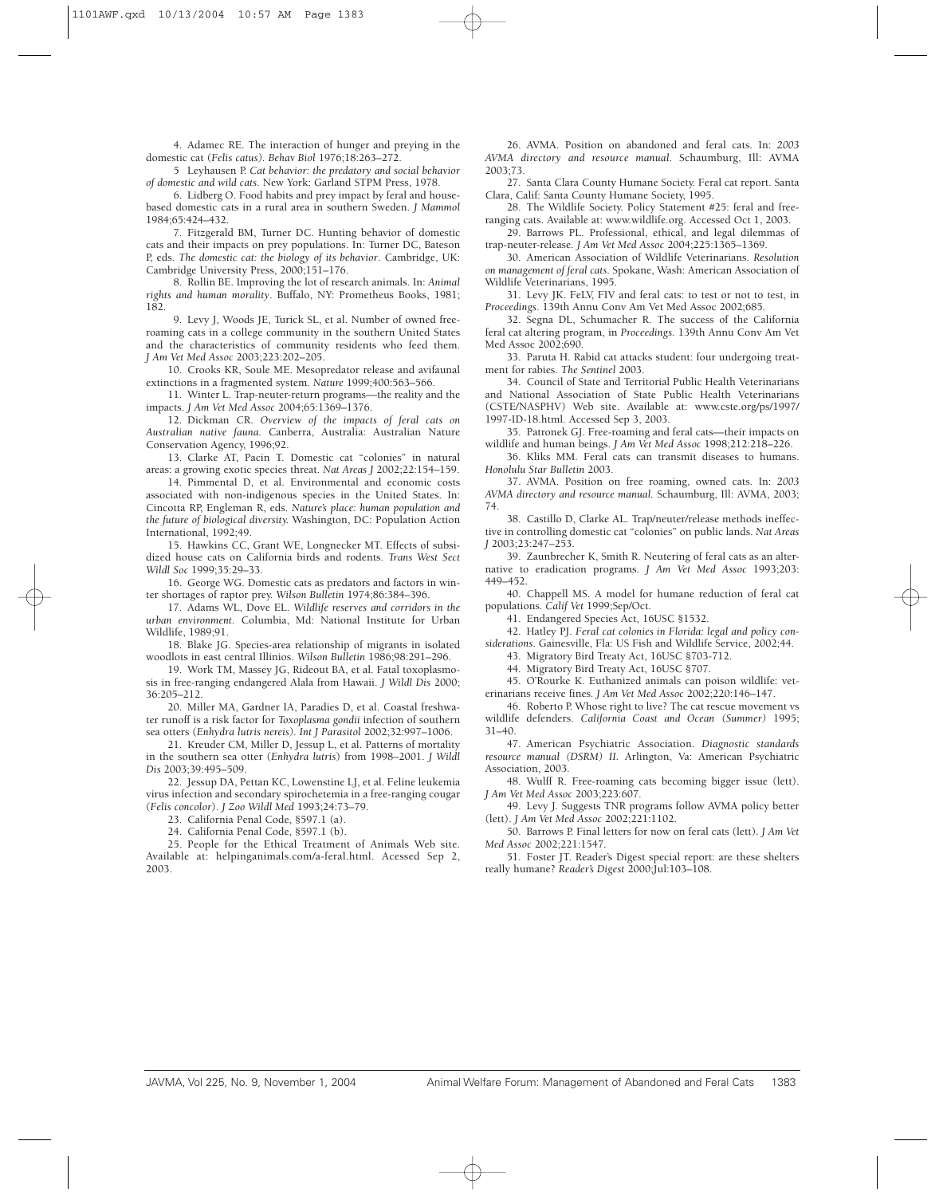4. Adamec RE. The interaction of hunger and preying in the domestic cat (*Felis catus*). *Behav Biol* 1976;18:263–272.

5 Leyhausen P. *Cat behavior: the predatory and social behavior of domestic and wild cats.* New York: Garland STPM Press, 1978.

6. Lidberg O. Food habits and prey impact by feral and house-based domestic cats in a rural area in southern Sweden. *J Mammol* 1984;65:424–432.

7. Fitzgerald BM, Turner DC. Hunting behavior of domestic cats and their impacts on prey populations. In: Turner DC, Bateson P, eds. *The domestic cat: the biology of its behavior*. Cambridge, UK: Cambridge University Press, 2000;151–176.

8. Rollin BE. Improving the lot of research animals. In: *Animal rights and human morality*. Buffalo, NY: Prometheus Books, 1981; 182.

9. Levy J, Woods JE, Turick SL, et al. Number of owned free-roaming cats in a college community in the southern United States and the characteristics of community residents who feed them. *J Am Vet Med Assoc* 2003;223:202–205.

10. Crooks KR, Soule ME. Mesopredator release and avifaunal extinctions in a fragmented system. *Nature* 1999;400:563–566.

11. Winter L. Trap-neuter-return programs—the reality and the impacts. *J Am Vet Med Assoc* 2004;65:1369–1376.

12. Dickman CR. *Overview of the impacts of feral cats on Australian native fauna.* Canberra, Australia: Australian Nature Conservation Agency, 1996;92.

13. Clarke AT, Pacin T. Domestic cat "colonies" in natural areas: a growing exotic species threat. *Nat Areas J* 2002;22:154–159.

14. Pimmental D, et al. Environmental and economic costs associated with non-indigenous species in the United States. In: Cincotta RP, Engleman R, eds. *Nature's place: human population and the future of biological diversity.* Washington, DC: Population Action International, 1992;49.

15. Hawkins CC, Grant WE, Longnecker MT. Effects of subsidized house cats on California birds and rodents. *Trans West Sect Wildl Soc* 1999;35:29–33.

16. George WG. Domestic cats as predators and factors in winter shortages of raptor prey. *Wilson Bulletin* 1974;86:384–396.

17. Adams WL, Dove EL. *Wildlife reserves and corridors in the urban environment.* Columbia, Md: National Institute for Urban Wildlife, 1989;91.

18. Blake JG. Species-area relationship of migrants in isolated woodlots in east central Illinios. *Wilson Bulletin* 1986;98:291–296.

19. Work TM, Massey JG, Rideout BA, et al. Fatal toxoplasmosis in free-ranging endangered Alala from Hawaii. *J Wildl Dis* 2000; 36:205–212.

20. Miller MA, Gardner IA, Paradies D, et al. Coastal freshwater runoff is a risk factor for *Toxoplasma gondii* infection of southern sea otters (*Enhydra lutris nereis*). *Int J Parasitol* 2002;32:997–1006.

21. Kreuder CM, Miller D, Jessup L, et al. Patterns of mortality in the southern sea otter (*Enhydra lutris*) from 1998–2001. *J Wildl Dis* 2003;39:495–509.

22. Jessup DA, Pettan KC, Lowenstine LJ, et al. Feline leukemia virus infection and secondary spirochetemia in a free-ranging cougar (*Felis concolor*). *J Zoo Wildl Med* 1993;24:73–79.

23. California Penal Code, §597.1 (a).

24. California Penal Code, §597.1 (b).

25. People for the Ethical Treatment of Animals Web site. Available at: helpinganimals.com/a-feral.html. Acessed Sep 2, 2003.

26. AVMA. Position on abandoned and feral cats. In: *2003 AVMA directory and resource manual*. Schaumburg, Ill: AVMA 2003;73.

27. Santa Clara County Humane Society. Feral cat report. Santa Clara, Calif: Santa County Humane Society, 1995.

28. The Wildlife Society. Policy Statement #25: feral and free-ranging cats. Available at: www.wildlife.org. Accessed Oct 1, 2003.

29. Barrows PL. Professional, ethical, and legal dilemmas of trap-neuter-release. *J Am Vet Med Assoc* 2004;225:1365–1369.

30. American Association of Wildlife Veterinarians. *Resolution on management of feral cats*. Spokane, Wash: American Association of Wildlife Veterinarians, 1995.

31. Levy JK. FeLV, FIV and feral cats: to test or not to test, in *Proceedings*. 139th Annu Conv Am Vet Med Assoc 2002;685.

32. Segna DL, Schumacher R. The success of the California feral cat altering program, in *Proceedings*. 139th Annu Conv Am Vet Med Assoc 2002;690.

33. Paruta H. Rabid cat attacks student: four undergoing treatment for rabies. *The Sentinel* 2003.

34. Council of State and Territorial Public Health Veterinarians and National Association of State Public Health Veterinarians (CSTE/NASPHV) Web site. Available at: www.cste.org/ps/1997/1997-ID-18.html. Accessed Sep 3, 2003.

35. Patronek GJ. Free-roaming and feral cats—their impacts on wildlife and human beings. *J Am Vet Med Assoc* 1998;212:218–226.

36. Kliks MM. Feral cats can transmit diseases to humans. *Honolulu Star Bulletin* 2003.

37. AVMA. Position on free roaming, owned cats. In: *2003 AVMA directory and resource manual.* Schaumburg, Ill: AVMA, 2003; 74.

38. Castillo D, Clarke AL. Trap/neuter/release methods ineffective in controlling domestic cat "colonies" on public lands. *Nat Areas J* 2003;23:247–253.

39. Zaunbrecher K, Smith R. Neutering of feral cats as an alternative to eradication programs. *J Am Vet Med Assoc* 1993;203: 449–452.

40. Chappell MS. A model for humane reduction of feral cat populations. *Calif Vet* 1999;Sep/Oct.

41. Endangered Species Act, 16USC §1532.

42. Hatley PJ. *Feral cat colonies in Florida: legal and policy considerations*. Gainesville, Fla: US Fish and Wildlife Service, 2002;44.

43. Migratory Bird Treaty Act, 16USC §703-712.

44. Migratory Bird Treaty Act, 16USC §707.

45. O'Rourke K. Euthanized animals can poison wildlife: veterinarians receive fines. *J Am Vet Med Assoc* 2002;220:146–147.

46. Roberto P. Whose right to live? The cat rescue movement vs wildlife defenders. *California Coast and Ocean (Summer)* 1995; 31–40.

47. American Psychiatric Association. *Diagnostic standards resource manual (DSRM) II*. Arlington, Va: American Psychiatric Association, 2003.

48. Wulff R. Free-roaming cats becoming bigger issue (lett). *J Am Vet Med Assoc* 2003;223:607.

49. Levy J. Suggests TNR programs follow AVMA policy better (lett). *J Am Vet Med Assoc* 2002;221:1102.

50. Barrows P. Final letters for now on feral cats (lett). *J Am Vet Med Assoc* 2002;221:1547.

51. Foster JT. Reader's Digest special report: are these shelters really humane? *Reader's Digest* 2000;Jul:103–108.